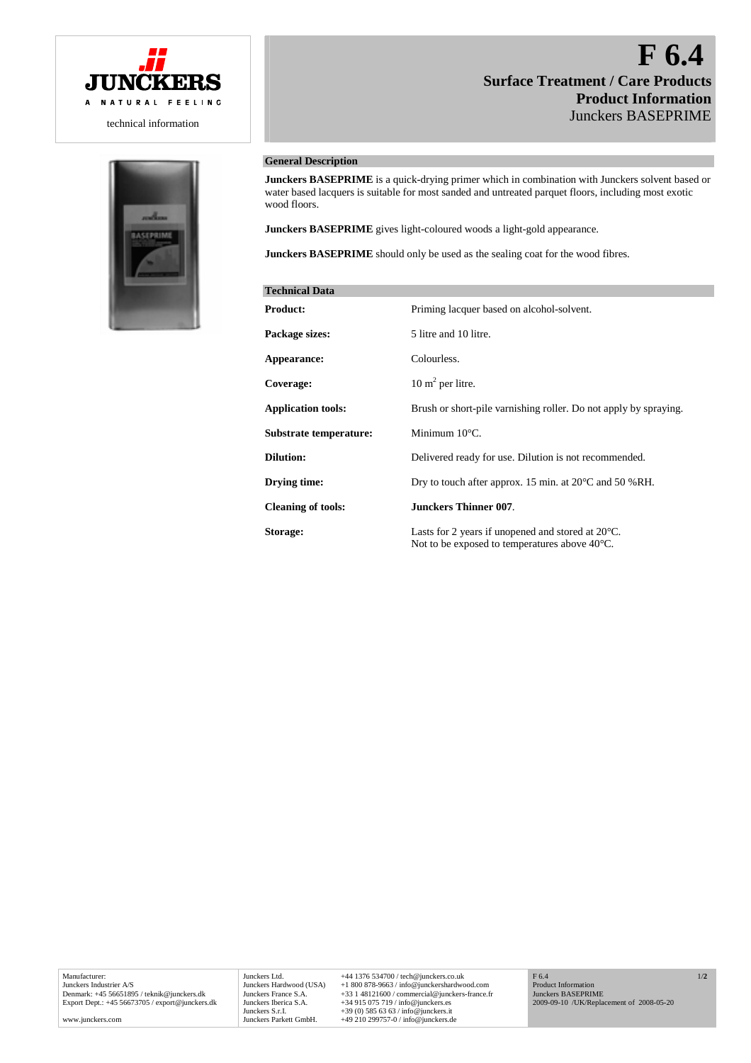# F 6.4

## Surface Treatment / Care Products

## Product Information

Junckers BASEPRIME

JUNCKERS

A NATURAL FEELING

technical information

### General Description

**Junckers BASEPRIME** is a quick-drying primer which in combination with Junckers solvent based or water based lacquers is suitable for most sanded and untreated parquet floors, including most exotic wood floors.

**Junckers BASEPRIME** gives light-coloured woods a light-gold appearance.

**Junckers BASEPRIME** should only be used as the sealing coat for the wood fibres.

### Technical Data

| | |
|---|---|
| **Product:** | Priming lacquer based on alcohol-solvent. |
| **Package sizes:** | 5 litre and 10 litre. |
| **Appearance:** | Colourless. |
| **Coverage:** | 10 $m^2$ per litre. |
| **Application tools:** | Brush or short-pile varnishing roller. Do not apply by spraying. |
| **Substrate temperature:** | Minimum 10°C. |
| **Dilution:** | Delivered ready for use. Dilution is not recommended. |
| **Drying time:** | Dry to touch after approx. 15 min. at 20°C and 50 %RH. |
| **Cleaning of tools:** | **Junckers Thinner 007**. |
| **Storage:** | Lasts for 2 years if unopened and stored at 20°C. Not to be exposed to temperatures above 40°C. |

Manufacturer:
Junckers Industrier A/S
Denmark: +45 56651895 / teknik@junckers.dk
Export Dept.: +45 56673705 / export@junckers.dk

www.junckers.com

| | |
|---|---|
| Junckers Ltd. | +44 1376 534700 / tech@junckers.co.uk |
| Junckers Hardwood (USA) | +1 800 878-9663 / info@junckershardwood.com |
| Junckers France S.A. | +33 1 48121600 / commercial@junckers-france.fr |
| Junckers Iberica S.A. | +34 915 075 719 / info@junckers.es |
| Junckers S.r.l. | +39 (0) 585 63 63 / info@junckers.it |
| Junckers Parkett GmbH. | +49 210 299757-0 / info@junckers.de |

F 6.4
Product Information
Junckers BASEPRIME
2009-09-10 /UK/Replacement of 2008-05-20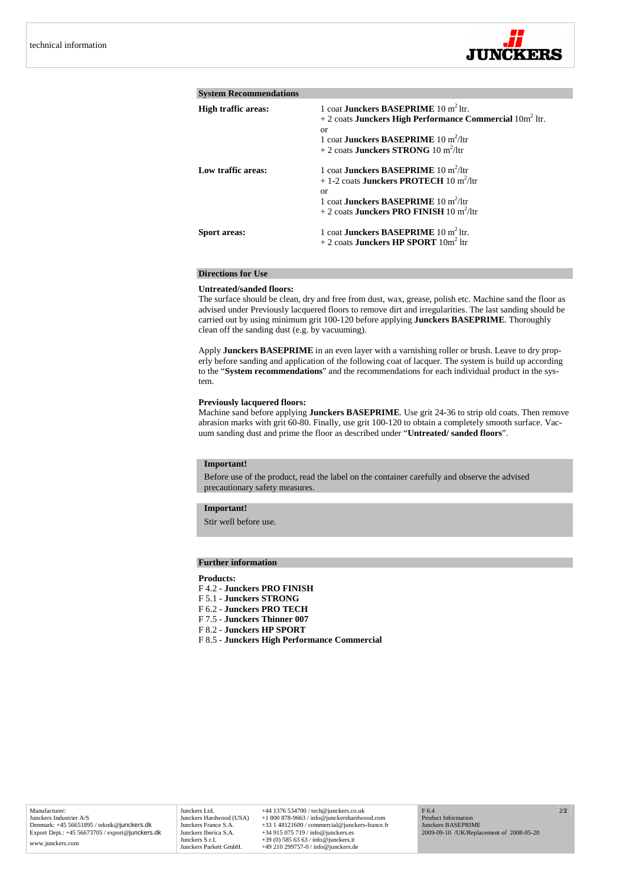## System Recommendations

| | |
|---|---|
| **High traffic areas:** | 1 coat **Junckers BASEPRIME** 10 $m^2$ ltr.<br>+ 2 coats **Junckers High Performance Commercial** 10$m^2$ ltr.<br>or<br>1 coat **Junckers BASEPRIME** 10 $m^2$/ltr<br>+ 2 coats **Junckers STRONG** 10 $m^2$/ltr |
| **Low traffic areas:** | 1 coat **Junckers BASEPRIME** 10 $m^2$/ltr<br>+ 1-2 coats **Junckers PROTECH** 10 $m^2$/ltr<br>or<br>1 coat **Junckers BASEPRIME** 10 $m^2$/ltr<br>+ 2 coats **Junckers PRO FINISH** 10 $m^2$/ltr |
| **Sport areas:** | 1 coat **Junckers BASEPRIME** 10 $m^2$ ltr.<br>+ 2 coats **Junckers HP SPORT** 10$m^2$ ltr |

## Directions for Use

**Untreated/sanded floors:**

The surface should be clean, dry and free from dust, wax, grease, polish etc. Machine sand the floor as advised under Previously lacquered floors to remove dirt and irregularities. The last sanding should be carried out by using minimum grit 100-120 before applying **Junckers BASEPRIME**. Thoroughly clean off the sanding dust (e.g. by vacuuming).

Apply **Junckers BASEPRIME** in an even layer with a varnishing roller or brush. Leave to dry properly before sanding and application of the following coat of lacquer. The system is build up according to the "**System recommendations**" and the recommendations for each individual product in the system.

**Previously lacquered floors:**

Machine sand before applying **Junckers BASEPRIME**. Use grit 24-36 to strip old coats. Then remove abrasion marks with grit 60-80. Finally, use grit 100-120 to obtain a completely smooth surface. Vacuum sanding dust and prime the floor as described under "**Untreated/ sanded floors**".

**Important!**

Before use of the product, read the label on the container carefully and observe the advised precautionary safety measures.

**Important!**

Stir well before use.

## Further information

**Products:**

F 4.2 - **Junckers PRO FINISH**
F 5.1 - **Junckers STRONG**
F 6.2 - **Junckers PRO TECH**
F 7.5 - **Junckers Thinner 007**
F 8.2 - **Junckers HP SPORT**
F 8.5 - **Junckers High Performance Commercial**